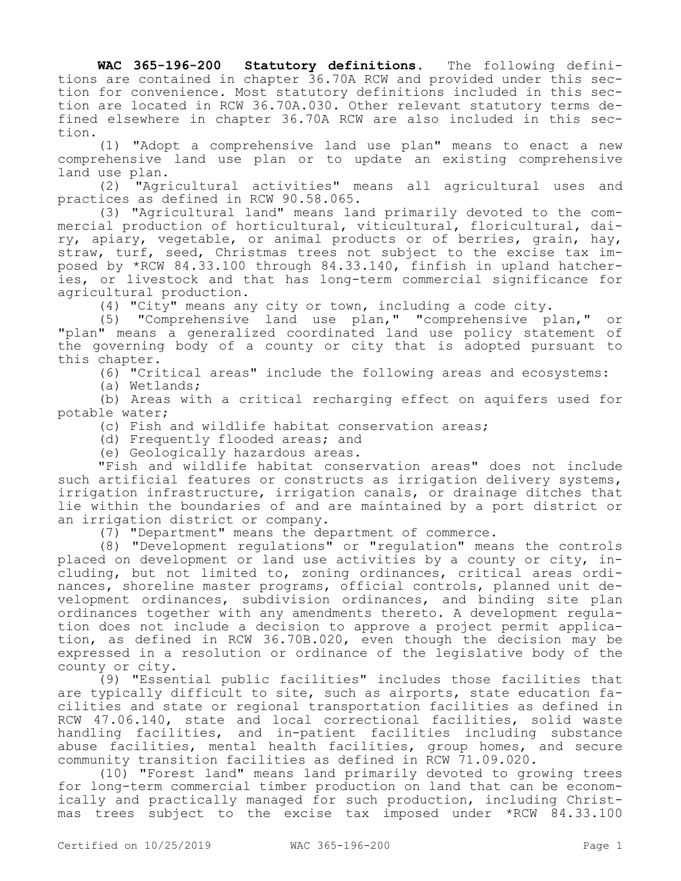**WAC 365-196-200 Statutory definitions.** The following definitions are contained in chapter 36.70A RCW and provided under this section for convenience. Most statutory definitions included in this section are located in RCW 36.70A.030. Other relevant statutory terms defined elsewhere in chapter 36.70A RCW are also included in this section.

(1) "Adopt a comprehensive land use plan" means to enact a new comprehensive land use plan or to update an existing comprehensive land use plan.

(2) "Agricultural activities" means all agricultural uses and practices as defined in RCW 90.58.065.

(3) "Agricultural land" means land primarily devoted to the commercial production of horticultural, viticultural, floricultural, dairy, apiary, vegetable, or animal products or of berries, grain, hay, straw, turf, seed, Christmas trees not subject to the excise tax imposed by *RCW 84.33.100 through 84.33.140, finfish in upland hatcheries, or livestock and that has long-term commercial significance for agricultural production.

(4) "City" means any city or town, including a code city.

(5) "Comprehensive land use plan," "comprehensive plan," or "plan" means a generalized coordinated land use policy statement of the governing body of a county or city that is adopted pursuant to this chapter.

(6) "Critical areas" include the following areas and ecosystems:

(a) Wetlands;

(b) Areas with a critical recharging effect on aquifers used for potable water;

(c) Fish and wildlife habitat conservation areas;

(d) Frequently flooded areas; and

(e) Geologically hazardous areas.

"Fish and wildlife habitat conservation areas" does not include such artificial features or constructs as irrigation delivery systems, irrigation infrastructure, irrigation canals, or drainage ditches that lie within the boundaries of and are maintained by a port district or an irrigation district or company.

(7) "Department" means the department of commerce.

(8) "Development regulations" or "regulation" means the controls placed on development or land use activities by a county or city, including, but not limited to, zoning ordinances, critical areas ordinances, shoreline master programs, official controls, planned unit development ordinances, subdivision ordinances, and binding site plan ordinances together with any amendments thereto. A development regulation does not include a decision to approve a project permit application, as defined in RCW 36.70B.020, even though the decision may be expressed in a resolution or ordinance of the legislative body of the county or city.

(9) "Essential public facilities" includes those facilities that are typically difficult to site, such as airports, state education facilities and state or regional transportation facilities as defined in RCW 47.06.140, state and local correctional facilities, solid waste handling facilities, and in-patient facilities including substance abuse facilities, mental health facilities, group homes, and secure community transition facilities as defined in RCW 71.09.020.

(10) "Forest land" means land primarily devoted to growing trees for long-term commercial timber production on land that can be economically and practically managed for such production, including Christmas trees subject to the excise tax imposed under *RCW 84.33.100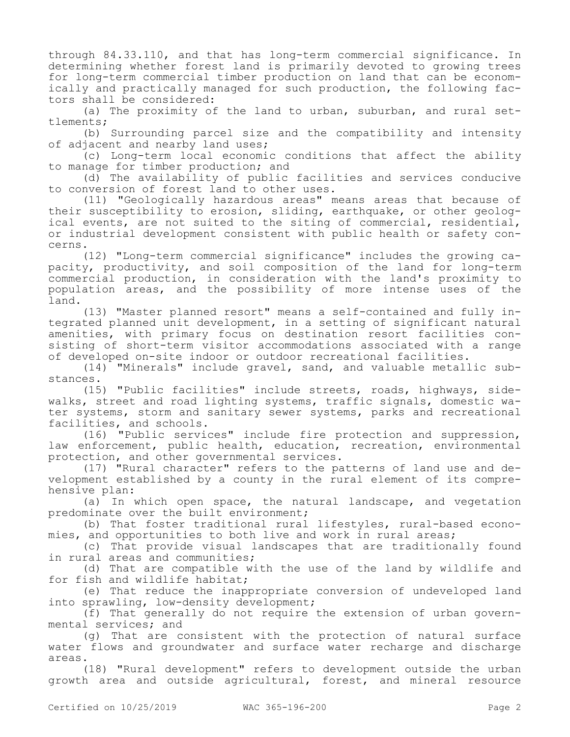through 84.33.110, and that has long-term commercial significance. In determining whether forest land is primarily devoted to growing trees for long-term commercial timber production on land that can be economically and practically managed for such production, the following factors shall be considered:

(a) The proximity of the land to urban, suburban, and rural settlements;

(b) Surrounding parcel size and the compatibility and intensity of adjacent and nearby land uses;

(c) Long-term local economic conditions that affect the ability to manage for timber production; and

(d) The availability of public facilities and services conducive to conversion of forest land to other uses.

(11) "Geologically hazardous areas" means areas that because of their susceptibility to erosion, sliding, earthquake, or other geological events, are not suited to the siting of commercial, residential, or industrial development consistent with public health or safety concerns.

(12) "Long-term commercial significance" includes the growing capacity, productivity, and soil composition of the land for long-term commercial production, in consideration with the land's proximity to population areas, and the possibility of more intense uses of the land.

(13) "Master planned resort" means a self-contained and fully integrated planned unit development, in a setting of significant natural amenities, with primary focus on destination resort facilities consisting of short-term visitor accommodations associated with a range of developed on-site indoor or outdoor recreational facilities.

(14) "Minerals" include gravel, sand, and valuable metallic substances.

(15) "Public facilities" include streets, roads, highways, sidewalks, street and road lighting systems, traffic signals, domestic water systems, storm and sanitary sewer systems, parks and recreational facilities, and schools.

(16) "Public services" include fire protection and suppression, law enforcement, public health, education, recreation, environmental protection, and other governmental services.

(17) "Rural character" refers to the patterns of land use and development established by a county in the rural element of its comprehensive plan:

(a) In which open space, the natural landscape, and vegetation predominate over the built environment;

(b) That foster traditional rural lifestyles, rural-based economies, and opportunities to both live and work in rural areas;

(c) That provide visual landscapes that are traditionally found in rural areas and communities;

(d) That are compatible with the use of the land by wildlife and for fish and wildlife habitat;

(e) That reduce the inappropriate conversion of undeveloped land into sprawling, low-density development;

(f) That generally do not require the extension of urban governmental services; and

(g) That are consistent with the protection of natural surface water flows and groundwater and surface water recharge and discharge areas.

(18) "Rural development" refers to development outside the urban growth area and outside agricultural, forest, and mineral resource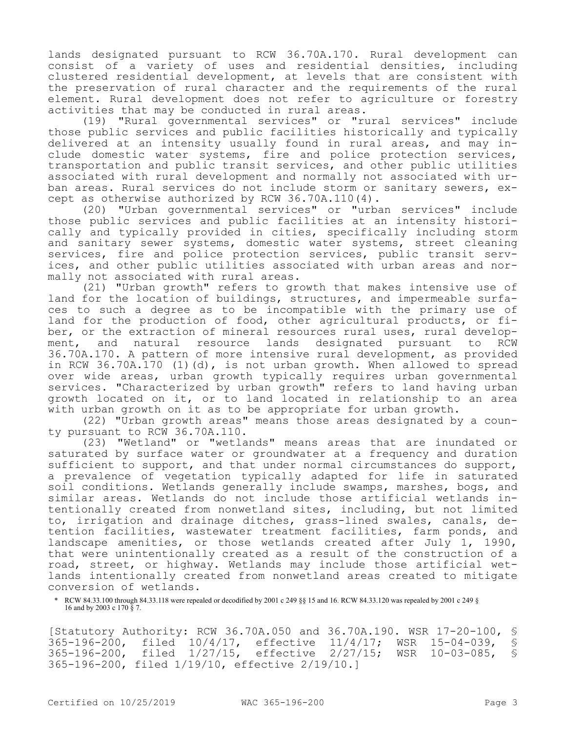lands designated pursuant to RCW 36.70A.170. Rural development can consist of a variety of uses and residential densities, including clustered residential development, at levels that are consistent with the preservation of rural character and the requirements of the rural element. Rural development does not refer to agriculture or forestry activities that may be conducted in rural areas.

(19) "Rural governmental services" or "rural services" include those public services and public facilities historically and typically delivered at an intensity usually found in rural areas, and may include domestic water systems, fire and police protection services, transportation and public transit services, and other public utilities associated with rural development and normally not associated with urban areas. Rural services do not include storm or sanitary sewers, except as otherwise authorized by RCW 36.70A.110(4).

(20) "Urban governmental services" or "urban services" include those public services and public facilities at an intensity historically and typically provided in cities, specifically including storm and sanitary sewer systems, domestic water systems, street cleaning services, fire and police protection services, public transit services, and other public utilities associated with urban areas and normally not associated with rural areas.

(21) "Urban growth" refers to growth that makes intensive use of land for the location of buildings, structures, and impermeable surfaces to such a degree as to be incompatible with the primary use of land for the production of food, other agricultural products, or fiber, or the extraction of mineral resources rural uses, rural development, and natural resource lands designated pursuant to RCW 36.70A.170. A pattern of more intensive rural development, as provided in RCW 36.70A.170 (1)(d), is not urban growth. When allowed to spread over wide areas, urban growth typically requires urban governmental services. "Characterized by urban growth" refers to land having urban growth located on it, or to land located in relationship to an area with urban growth on it as to be appropriate for urban growth.

(22) "Urban growth areas" means those areas designated by a county pursuant to RCW 36.70A.110.

(23) "Wetland" or "wetlands" means areas that are inundated or saturated by surface water or groundwater at a frequency and duration sufficient to support, and that under normal circumstances do support, a prevalence of vegetation typically adapted for life in saturated soil conditions. Wetlands generally include swamps, marshes, bogs, and similar areas. Wetlands do not include those artificial wetlands intentionally created from nonwetland sites, including, but not limited to, irrigation and drainage ditches, grass-lined swales, canals, detention facilities, wastewater treatment facilities, farm ponds, and landscape amenities, or those wetlands created after July 1, 1990, that were unintentionally created as a result of the construction of a road, street, or highway. Wetlands may include those artificial wetlands intentionally created from nonwetland areas created to mitigate conversion of wetlands.

* RCW 84.33.100 through 84.33.118 were repealed or decodified by 2001 c 249 §§ 15 and 16. RCW 84.33.120 was repealed by 2001 c 249 § 16 and by 2003 c 170 § 7.

[Statutory Authority: RCW 36.70A.050 and 36.70A.190. WSR 17-20-100, § 365-196-200, filed 10/4/17, effective 11/4/17; WSR 15-04-039, § 365-196-200, filed 1/27/15, effective 2/27/15; WSR 10-03-085, § 365-196-200, filed 1/19/10, effective 2/19/10.]